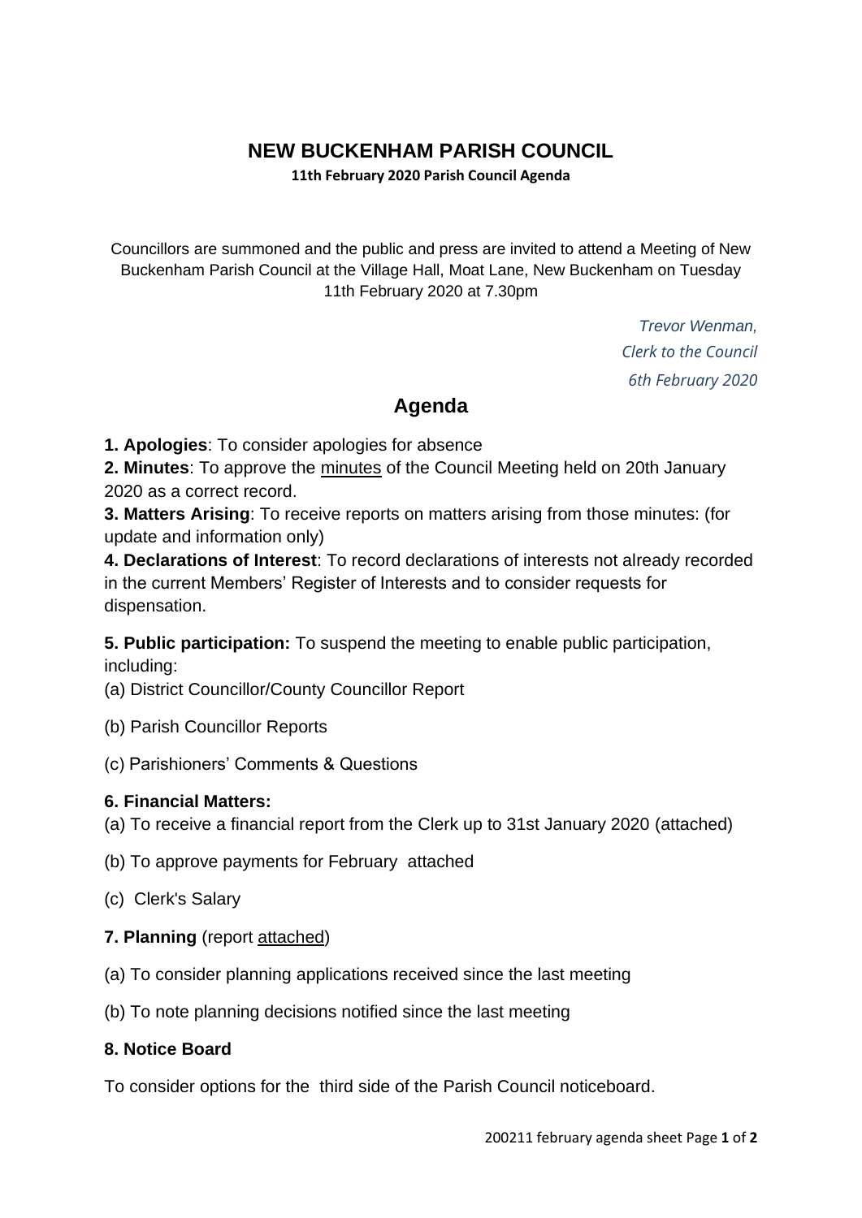# NEW BUCKENHAM PARISH COUNCIL

**11th February 2020 Parish Council Agenda**

Councillors are summoned and the public and press are invited to attend a Meeting of New Buckenham Parish Council at the Village Hall, Moat Lane, New Buckenham on Tuesday 11th February 2020 at 7.30pm

*Trevor Wenman,*
*Clerk to the Council*
*6th February 2020*

## Agenda

**1. Apologies**: To consider apologies for absence

**2. Minutes**: To approve the minutes of the Council Meeting held on 20th January 2020 as a correct record.

**3. Matters Arising**: To receive reports on matters arising from those minutes: (for update and information only)

**4. Declarations of Interest**: To record declarations of interests not already recorded in the current Members' Register of Interests and to consider requests for dispensation.

**5. Public participation:** To suspend the meeting to enable public participation, including:

(a) District Councillor/County Councillor Report

(b) Parish Councillor Reports

(c) Parishioners' Comments & Questions

**6. Financial Matters:**

(a) To receive a financial report from the Clerk up to 31st January 2020 (attached)

(b) To approve payments for February attached

(c) Clerk's Salary

**7. Planning** (report attached)

(a) To consider planning applications received since the last meeting

(b) To note planning decisions notified since the last meeting

**8. Notice Board**

To consider options for the third side of the Parish Council noticeboard.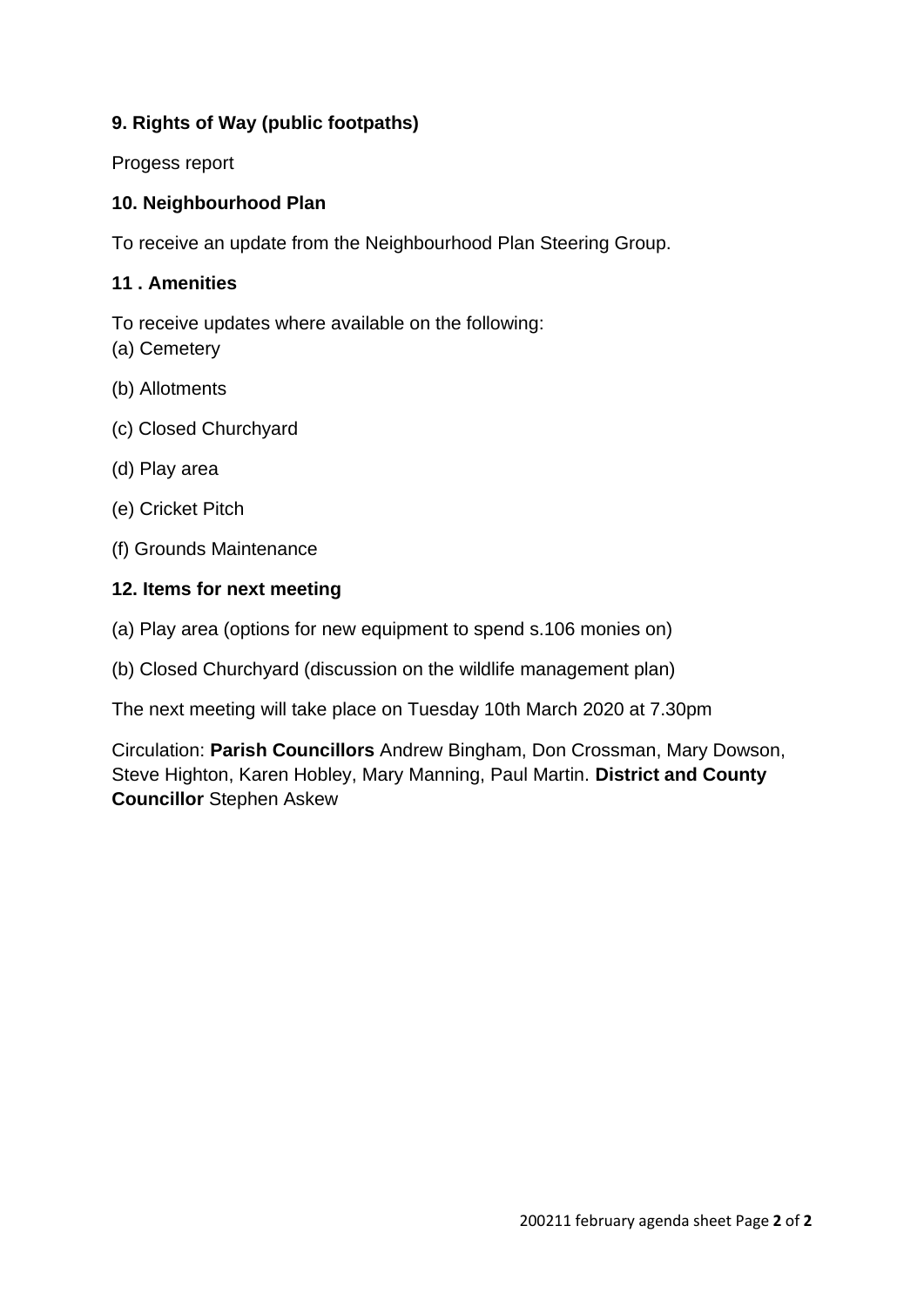**9. Rights of Way (public footpaths)**

Progess report

**10. Neighbourhood Plan**

To receive an update from the Neighbourhood Plan Steering Group.

**11 . Amenities**

To receive updates where available on the following:

(a) Cemetery

(b) Allotments

(c) Closed Churchyard

(d) Play area

(e) Cricket Pitch

(f) Grounds Maintenance

**12. Items for next meeting**

(a) Play area (options for new equipment to spend s.106 monies on)

(b) Closed Churchyard (discussion on the wildlife management plan)

The next meeting will take place on Tuesday 10th March 2020 at 7.30pm

Circulation: **Parish Councillors** Andrew Bingham, Don Crossman, Mary Dowson, Steve Highton, Karen Hobley, Mary Manning, Paul Martin. **District and County Councillor** Stephen Askew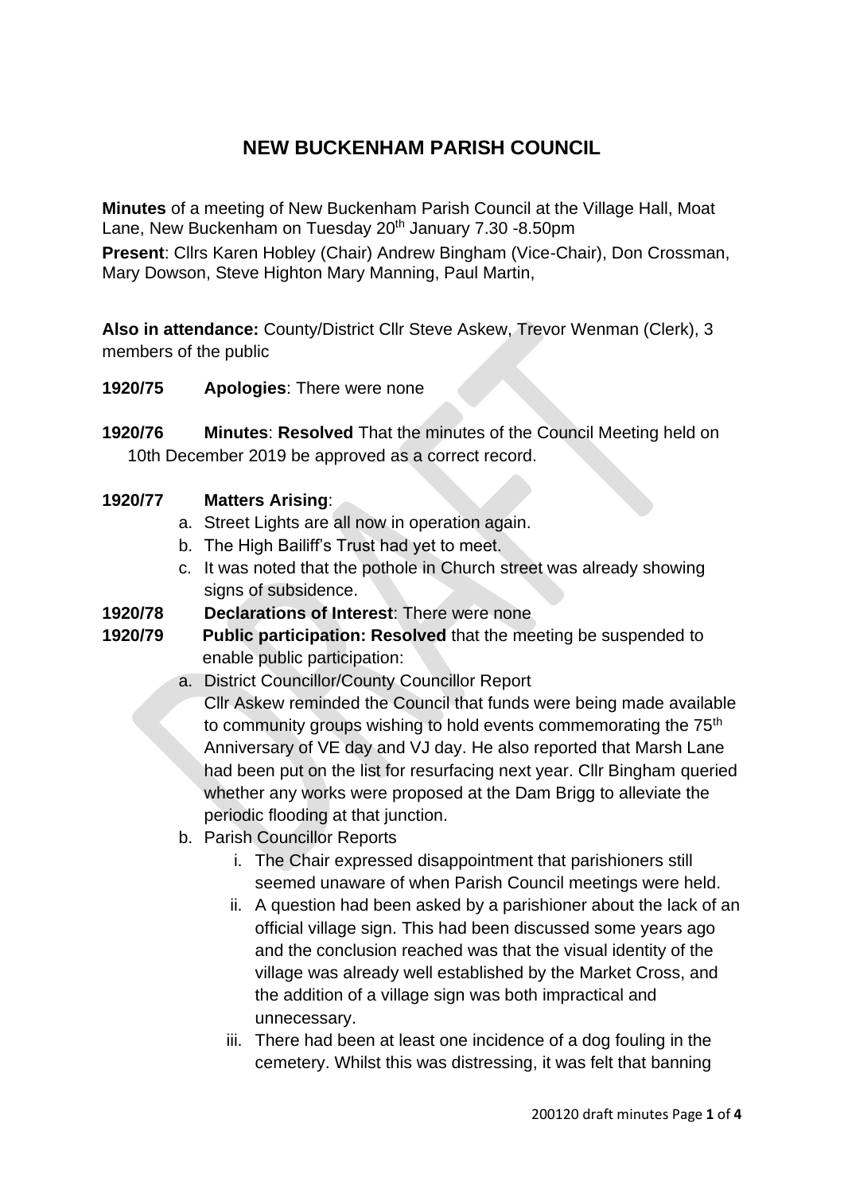# NEW BUCKENHAM PARISH COUNCIL

**Minutes** of a meeting of New Buckenham Parish Council at the Village Hall, Moat Lane, New Buckenham on Tuesday 20th January 7.30 -8.50pm

**Present**: Cllrs Karen Hobley (Chair) Andrew Bingham (Vice-Chair), Don Crossman, Mary Dowson, Steve Highton Mary Manning, Paul Martin,

**Also in attendance:** County/District Cllr Steve Askew, Trevor Wenman (Clerk), 3 members of the public

**1920/75 Apologies**: There were none

**1920/76 Minutes**: **Resolved** That the minutes of the Council Meeting held on 10th December 2019 be approved as a correct record.

**1920/77 Matters Arising**:

a. Street Lights are all now in operation again.
b. The High Bailiff's Trust had yet to meet.
c. It was noted that the pothole in Church street was already showing signs of subsidence.

**1920/78 Declarations of Interest**: There were none

**1920/79 Public participation: Resolved** that the meeting be suspended to enable public participation:

a. District Councillor/County Councillor Report
   Cllr Askew reminded the Council that funds were being made available to community groups wishing to hold events commemorating the 75th Anniversary of VE day and VJ day. He also reported that Marsh Lane had been put on the list for resurfacing next year. Cllr Bingham queried whether any works were proposed at the Dam Brigg to alleviate the periodic flooding at that junction.
b. Parish Councillor Reports
   i. The Chair expressed disappointment that parishioners still seemed unaware of when Parish Council meetings were held.
   ii. A question had been asked by a parishioner about the lack of an official village sign. This had been discussed some years ago and the conclusion reached was that the visual identity of the village was already well established by the Market Cross, and the addition of a village sign was both impractical and unnecessary.
   iii. There had been at least one incidence of a dog fouling in the cemetery. Whilst this was distressing, it was felt that banning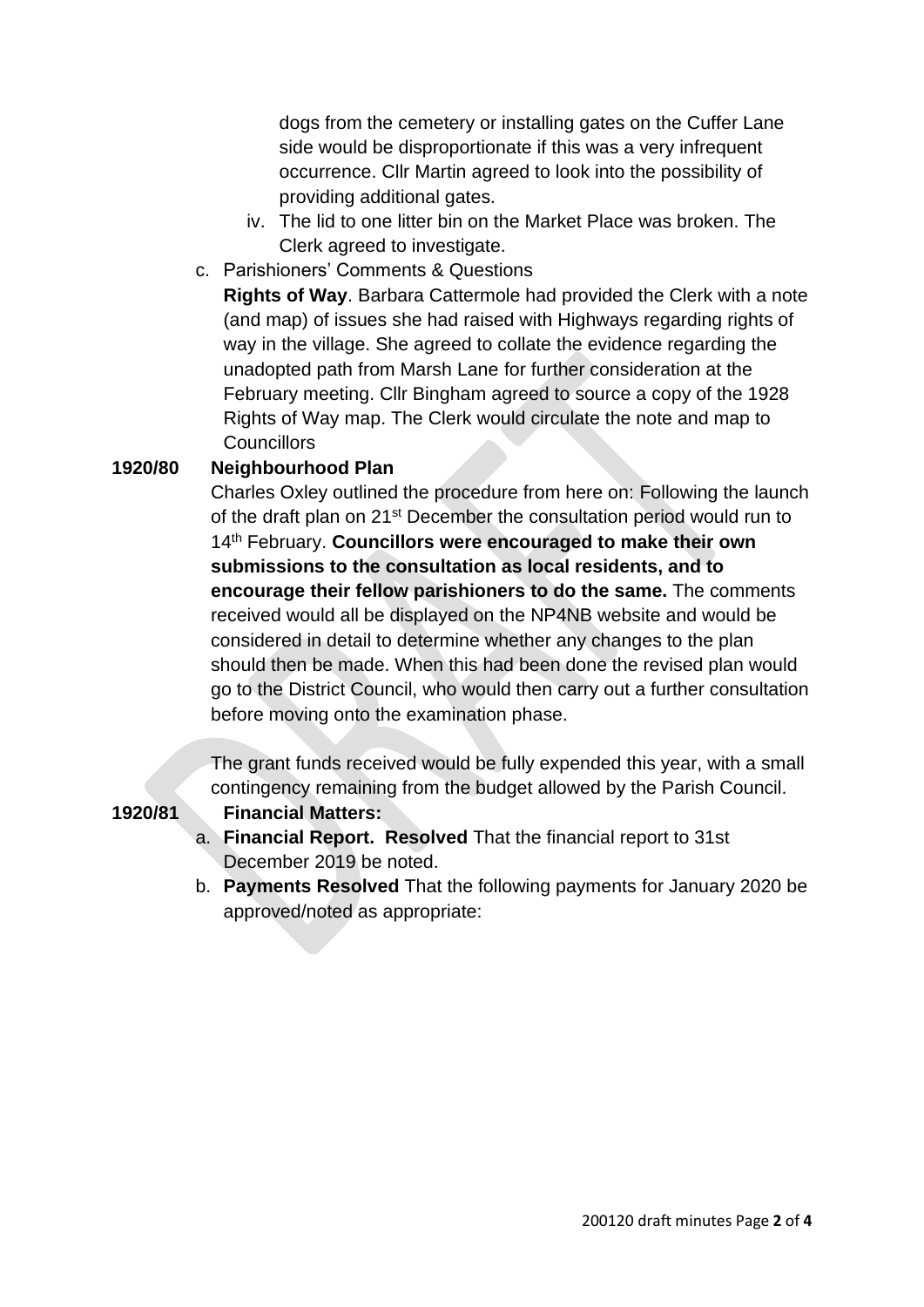dogs from the cemetery or installing gates on the Cuffer Lane side would be disproportionate if this was a very infrequent occurrence. Cllr Martin agreed to look into the possibility of providing additional gates.

iv. The lid to one litter bin on the Market Place was broken. The Clerk agreed to investigate.

c. Parishioners' Comments & Questions

**Rights of Way**. Barbara Cattermole had provided the Clerk with a note (and map) of issues she had raised with Highways regarding rights of way in the village. She agreed to collate the evidence regarding the unadopted path from Marsh Lane for further consideration at the February meeting. Cllr Bingham agreed to source a copy of the 1928 Rights of Way map. The Clerk would circulate the note and map to Councillors

**1920/80 Neighbourhood Plan**

Charles Oxley outlined the procedure from here on: Following the launch of the draft plan on 21st December the consultation period would run to 14th February. **Councillors were encouraged to make their own submissions to the consultation as local residents, and to encourage their fellow parishioners to do the same.** The comments received would all be displayed on the NP4NB website and would be considered in detail to determine whether any changes to the plan should then be made. When this had been done the revised plan would go to the District Council, who would then carry out a further consultation before moving onto the examination phase.

The grant funds received would be fully expended this year, with a small contingency remaining from the budget allowed by the Parish Council.

**1920/81 Financial Matters:**

a. **Financial Report. Resolved** That the financial report to 31st December 2019 be noted.

b. **Payments Resolved** That the following payments for January 2020 be approved/noted as appropriate: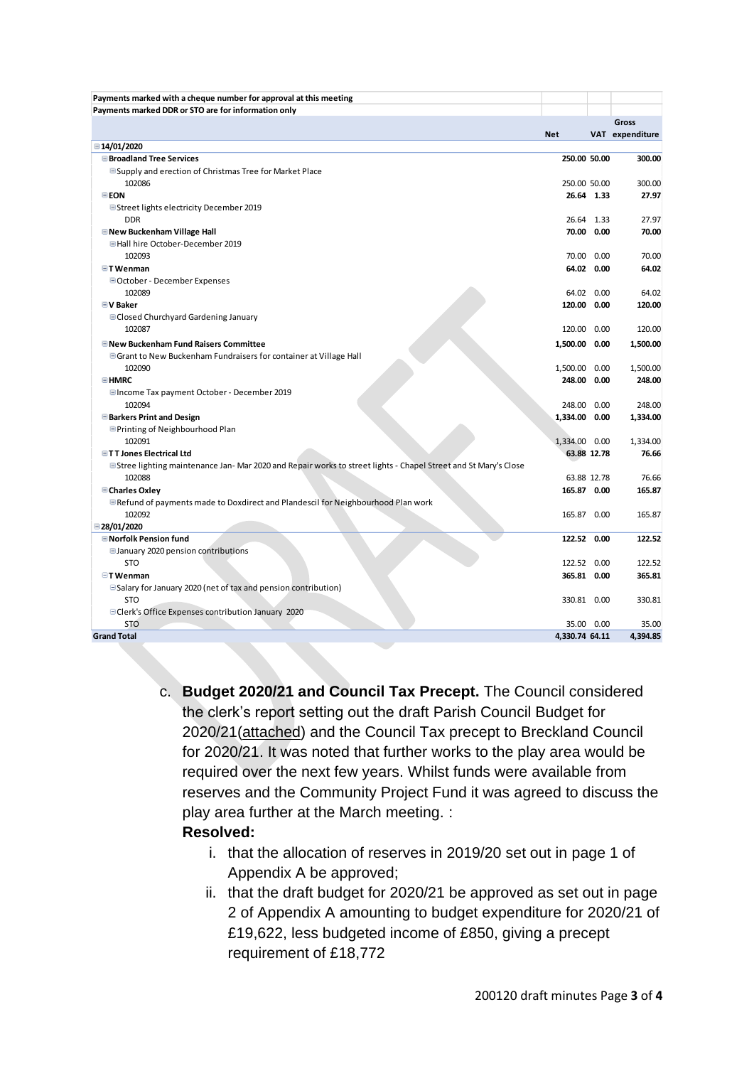| Payments marked with a cheque number for approval at this meeting | | | |
|---|---|---|---|
| Payments marked DDR or STO are for information only | | | |
| | Net | VAT | Gross expenditure |
| **14/01/2020** | | | |
| **Broadland Tree Services** | **250.00** | **50.00** | **300.00** |
| Supply and erection of Christmas Tree for Market Place | | | |
| 102086 | 250.00 | 50.00 | 300.00 |
| **EON** | **26.64** | **1.33** | **27.97** |
| Street lights electricity December 2019 | | | |
| DDR | 26.64 | 1.33 | 27.97 |
| **New Buckenham Village Hall** | **70.00** | **0.00** | **70.00** |
| Hall hire October-December 2019 | | | |
| 102093 | 70.00 | 0.00 | 70.00 |
| **T Wenman** | **64.02** | **0.00** | **64.02** |
| October - December Expenses | | | |
| 102089 | 64.02 | 0.00 | 64.02 |
| **V Baker** | **120.00** | **0.00** | **120.00** |
| Closed Churchyard Gardening January | | | |
| 102087 | 120.00 | 0.00 | 120.00 |
| **New Buckenham Fund Raisers Committee** | **1,500.00** | **0.00** | **1,500.00** |
| Grant to New Buckenham Fundraisers for container at Village Hall | | | |
| 102090 | 1,500.00 | 0.00 | 1,500.00 |
| **HMRC** | **248.00** | **0.00** | **248.00** |
| Income Tax payment October - December 2019 | | | |
| 102094 | 248.00 | 0.00 | 248.00 |
| **Barkers Print and Design** | **1,334.00** | **0.00** | **1,334.00** |
| Printing of Neighbourhood Plan | | | |
| 102091 | 1,334.00 | 0.00 | 1,334.00 |
| **T T Jones Electrical Ltd** | **63.88** | **12.78** | **76.66** |
| Stree lighting maintenance Jan- Mar 2020 and Repair works to street lights - Chapel Street and St Mary's Close | | | |
| 102088 | 63.88 | 12.78 | 76.66 |
| **Charles Oxley** | **165.87** | **0.00** | **165.87** |
| Refund of payments made to Doxdirect and Plandescil for Neighbourhood Plan work | | | |
| 102092 | 165.87 | 0.00 | 165.87 |
| **28/01/2020** | | | |
| **Norfolk Pension fund** | **122.52** | **0.00** | **122.52** |
| January 2020 pension contributions | | | |
| STO | 122.52 | 0.00 | 122.52 |
| **T Wenman** | **365.81** | **0.00** | **365.81** |
| Salary for January 2020 (net of tax and pension contribution) | | | |
| STO | 330.81 | 0.00 | 330.81 |
| Clerk's Office Expenses contribution January 2020 | | | |
| STO | 35.00 | 0.00 | 35.00 |
| **Grand Total** | **4,330.74** | **64.11** | **4,394.85** |

c. **Budget 2020/21 and Council Tax Precept.** The Council considered the clerk's report setting out the draft Parish Council Budget for 2020/21(attached) and the Council Tax precept to Breckland Council for 2020/21. It was noted that further works to the play area would be required over the next few years. Whilst funds were available from reserves and the Community Project Fund it was agreed to discuss the play area further at the March meeting. :

**Resolved:**

i. that the allocation of reserves in 2019/20 set out in page 1 of Appendix A be approved;

ii. that the draft budget for 2020/21 be approved as set out in page 2 of Appendix A amounting to budget expenditure for 2020/21 of £19,622, less budgeted income of £850, giving a precept requirement of £18,772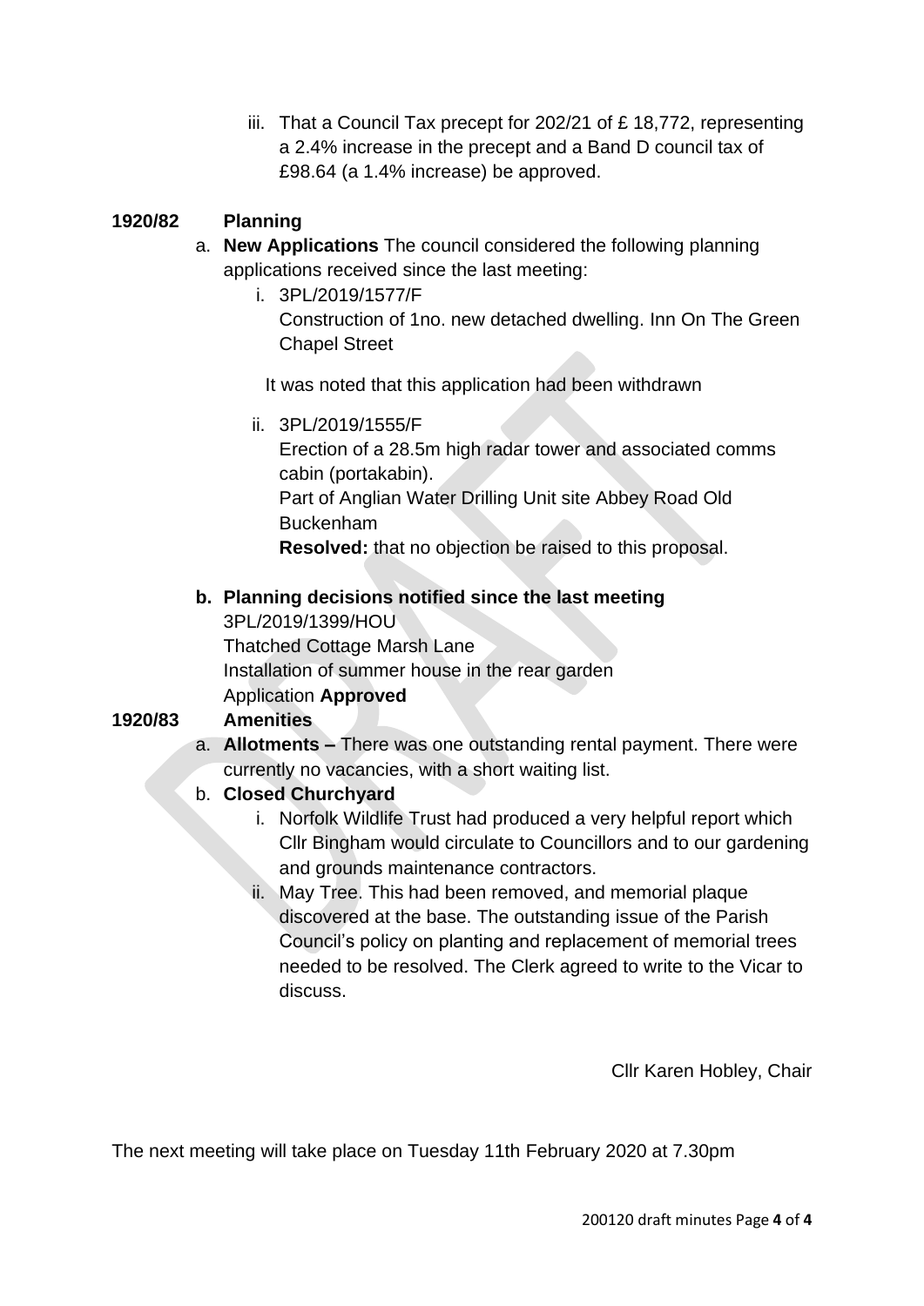iii. That a Council Tax precept for 202/21 of £ 18,772, representing a 2.4% increase in the precept and a Band D council tax of £98.64 (a 1.4% increase) be approved.

**1920/82 Planning**

a. **New Applications** The council considered the following planning applications received since the last meeting:

   i. 3PL/2019/1577/F
      Construction of 1no. new detached dwelling. Inn On The Green Chapel Street

      It was noted that this application had been withdrawn

   ii. 3PL/2019/1555/F
      Erection of a 28.5m high radar tower and associated comms cabin (portakabin).
      Part of Anglian Water Drilling Unit site Abbey Road Old Buckenham
      **Resolved:** that no objection be raised to this proposal.

**b. Planning decisions notified since the last meeting**

3PL/2019/1399/HOU
Thatched Cottage Marsh Lane
Installation of summer house in the rear garden
Application **Approved**

**1920/83 Amenities**

a. **Allotments –** There was one outstanding rental payment. There were currently no vacancies, with a short waiting list.

b. **Closed Churchyard**

   i. Norfolk Wildlife Trust had produced a very helpful report which Cllr Bingham would circulate to Councillors and to our gardening and grounds maintenance contractors.

   ii. May Tree. This had been removed, and memorial plaque discovered at the base. The outstanding issue of the Parish Council's policy on planting and replacement of memorial trees needed to be resolved. The Clerk agreed to write to the Vicar to discuss.

Cllr Karen Hobley, Chair

The next meeting will take place on Tuesday 11th February 2020 at 7.30pm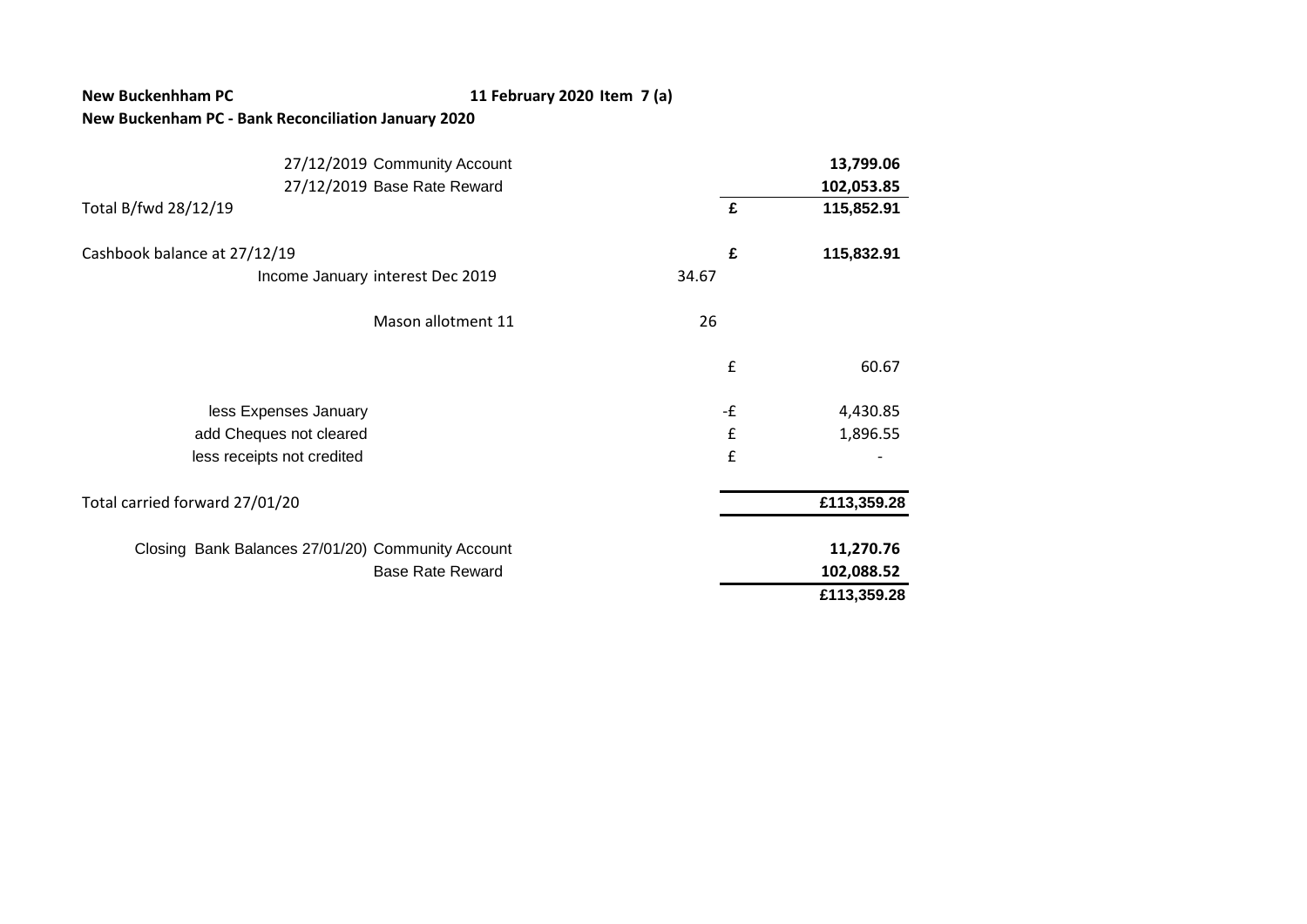**New Buckenhham PC** **11 February 2020 Item 7 (a)**

**New Buckenham PC - Bank Reconciliation January 2020**

| | | | | |
|---|---|---|---|---|
| | 27/12/2019 Community Account | | | **13,799.06** |
| | 27/12/2019 Base Rate Reward | | | **102,053.85** |
| Total B/fwd 28/12/19 | | | **£** | **115,852.91** |
| Cashbook balance at 27/12/19 | | | **£** | **115,832.91** |
| | Income January interest Dec 2019 | 34.67 | | |
| | Mason allotment 11 | 26 | | |
| | | | £ | 60.67 |
| | less Expenses January | | -£ | 4,430.85 |
| | add Cheques not cleared | | £ | 1,896.55 |
| | less receipts not credited | | £ | - |
| Total carried forward 27/01/20 | | | | **£113,359.28** |
| | Closing Bank Balances 27/01/20) Community Account | | | **11,270.76** |
| | Base Rate Reward | | | **102,088.52** |
| | | | | **£113,359.28** |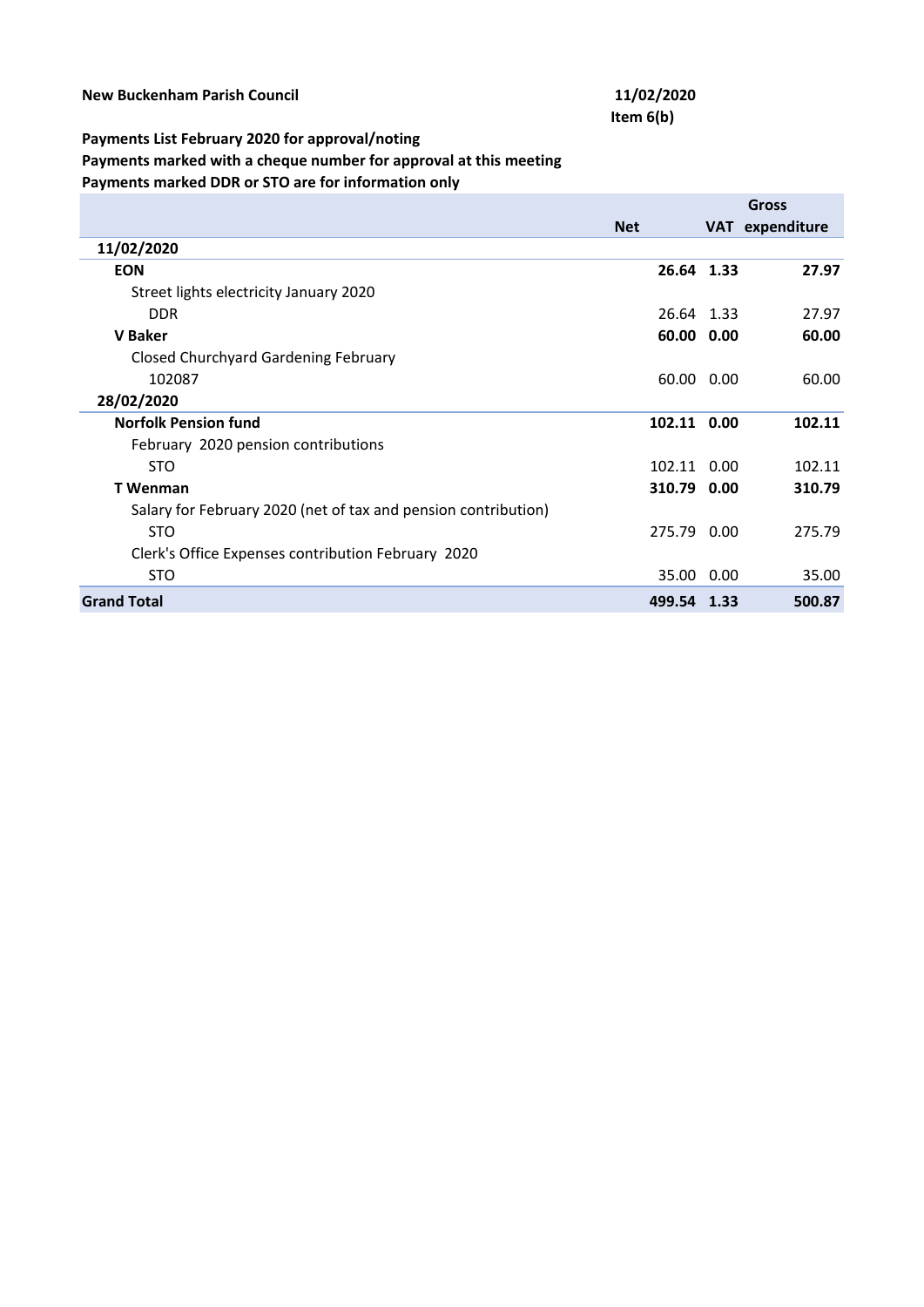**New Buckenham Parish Council** **11/02/2020**

**Item 6(b)**

**Payments List February 2020 for approval/noting**

**Payments marked with a cheque number for approval at this meeting**

**Payments marked DDR or STO are for information only**

| | Net | VAT | Gross expenditure |
|---|---|---|---|
| **11/02/2020** | | | |
| **EON** | **26.64** | **1.33** | **27.97** |
| Street lights electricity January 2020 | | | |
| DDR | 26.64 | 1.33 | 27.97 |
| **V Baker** | **60.00** | **0.00** | **60.00** |
| Closed Churchyard Gardening February | | | |
| 102087 | 60.00 | 0.00 | 60.00 |
| **28/02/2020** | | | |
| **Norfolk Pension fund** | **102.11** | **0.00** | **102.11** |
| February 2020 pension contributions | | | |
| STO | 102.11 | 0.00 | 102.11 |
| **T Wenman** | **310.79** | **0.00** | **310.79** |
| Salary for February 2020 (net of tax and pension contribution) | | | |
| STO | 275.79 | 0.00 | 275.79 |
| Clerk's Office Expenses contribution February 2020 | | | |
| STO | 35.00 | 0.00 | 35.00 |
| **Grand Total** | **499.54** | **1.33** | **500.87** |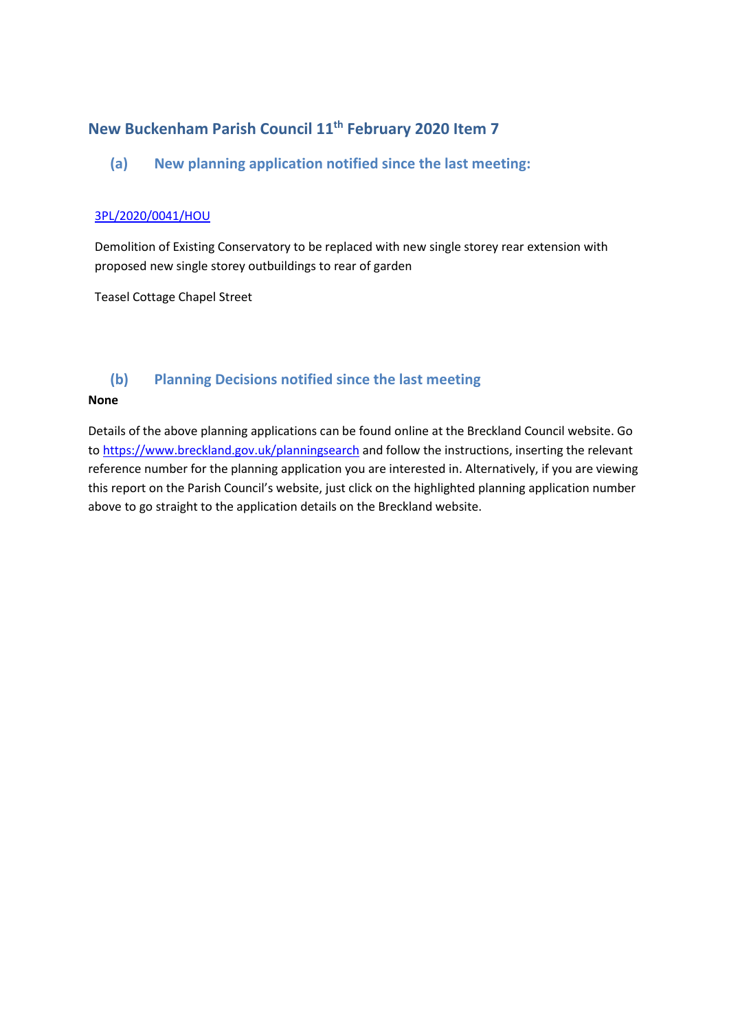## New Buckenham Parish Council 11th February 2020 Item 7

### (a) New planning application notified since the last meeting:

[3PL/2020/0041/HOU]

Demolition of Existing Conservatory to be replaced with new single storey rear extension with proposed new single storey outbuildings to rear of garden

Teasel Cottage Chapel Street

### (b) Planning Decisions notified since the last meeting

**None**

Details of the above planning applications can be found online at the Breckland Council website. Go to https://www.breckland.gov.uk/planningsearch and follow the instructions, inserting the relevant reference number for the planning application you are interested in. Alternatively, if you are viewing this report on the Parish Council's website, just click on the highlighted planning application number above to go straight to the application details on the Breckland website.